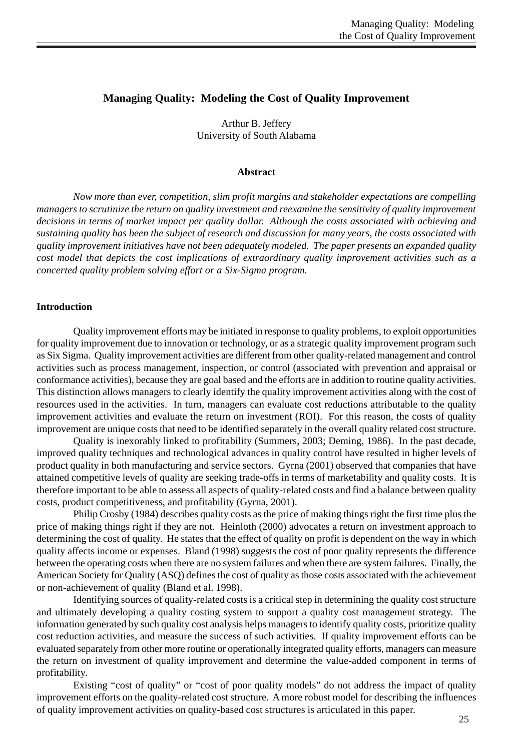# Managing Quality: Modeling the Cost of Quality Improvement

Arthur B. Jeffery
University of South Alabama

## Abstract

*Now more than ever, competition, slim profit margins and stakeholder expectations are compelling managers to scrutinize the return on quality investment and reexamine the sensitivity of quality improvement decisions in terms of market impact per quality dollar. Although the costs associated with achieving and sustaining quality has been the subject of research and discussion for many years, the costs associated with quality improvement initiatives have not been adequately modeled. The paper presents an expanded quality cost model that depicts the cost implications of extraordinary quality improvement activities such as a concerted quality problem solving effort or a Six-Sigma program.*

## Introduction

Quality improvement efforts may be initiated in response to quality problems, to exploit opportunities for quality improvement due to innovation or technology, or as a strategic quality improvement program such as Six Sigma. Quality improvement activities are different from other quality-related management and control activities such as process management, inspection, or control (associated with prevention and appraisal or conformance activities), because they are goal based and the efforts are in addition to routine quality activities. This distinction allows managers to clearly identify the quality improvement activities along with the cost of resources used in the activities. In turn, managers can evaluate cost reductions attributable to the quality improvement activities and evaluate the return on investment (ROI). For this reason, the costs of quality improvement are unique costs that need to be identified separately in the overall quality related cost structure.

Quality is inexorably linked to profitability (Summers, 2003; Deming, 1986). In the past decade, improved quality techniques and technological advances in quality control have resulted in higher levels of product quality in both manufacturing and service sectors. Gyrna (2001) observed that companies that have attained competitive levels of quality are seeking trade-offs in terms of marketability and quality costs. It is therefore important to be able to assess all aspects of quality-related costs and find a balance between quality costs, product competitiveness, and profitability (Gyrna, 2001).

Philip Crosby (1984) describes quality costs as the price of making things right the first time plus the price of making things right if they are not. Heinloth (2000) advocates a return on investment approach to determining the cost of quality. He states that the effect of quality on profit is dependent on the way in which quality affects income or expenses. Bland (1998) suggests the cost of poor quality represents the difference between the operating costs when there are no system failures and when there are system failures. Finally, the American Society for Quality (ASQ) defines the cost of quality as those costs associated with the achievement or non-achievement of quality (Bland et al. 1998).

Identifying sources of quality-related costs is a critical step in determining the quality cost structure and ultimately developing a quality costing system to support a quality cost management strategy. The information generated by such quality cost analysis helps managers to identify quality costs, prioritize quality cost reduction activities, and measure the success of such activities. If quality improvement efforts can be evaluated separately from other more routine or operationally integrated quality efforts, managers can measure the return on investment of quality improvement and determine the value-added component in terms of profitability.

Existing "cost of quality" or "cost of poor quality models" do not address the impact of quality improvement efforts on the quality-related cost structure. A more robust model for describing the influences of quality improvement activities on quality-based cost structures is articulated in this paper.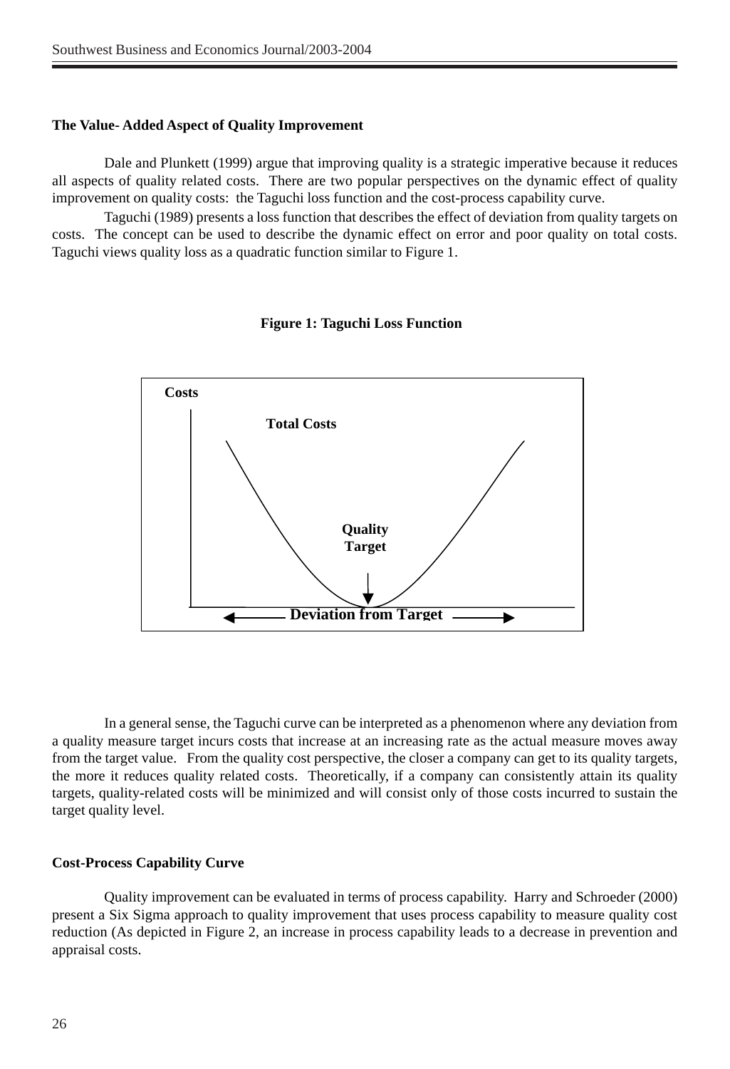**The Value- Added Aspect of Quality Improvement**

Dale and Plunkett (1999) argue that improving quality is a strategic imperative because it reduces all aspects of quality related costs. There are two popular perspectives on the dynamic effect of quality improvement on quality costs: the Taguchi loss function and the cost-process capability curve.

Taguchi (1989) presents a loss function that describes the effect of deviation from quality targets on costs. The concept can be used to describe the dynamic effect on error and poor quality on total costs. Taguchi views quality loss as a quadratic function similar to Figure 1.

**Figure 1: Taguchi Loss Function**

Costs

Total Costs

Quality Target

Deviation from Target

In a general sense, the Taguchi curve can be interpreted as a phenomenon where any deviation from a quality measure target incurs costs that increase at an increasing rate as the actual measure moves away from the target value. From the quality cost perspective, the closer a company can get to its quality targets, the more it reduces quality related costs. Theoretically, if a company can consistently attain its quality targets, quality-related costs will be minimized and will consist only of those costs incurred to sustain the target quality level.

**Cost-Process Capability Curve**

Quality improvement can be evaluated in terms of process capability. Harry and Schroeder (2000) present a Six Sigma approach to quality improvement that uses process capability to measure quality cost reduction (As depicted in Figure 2, an increase in process capability leads to a decrease in prevention and appraisal costs.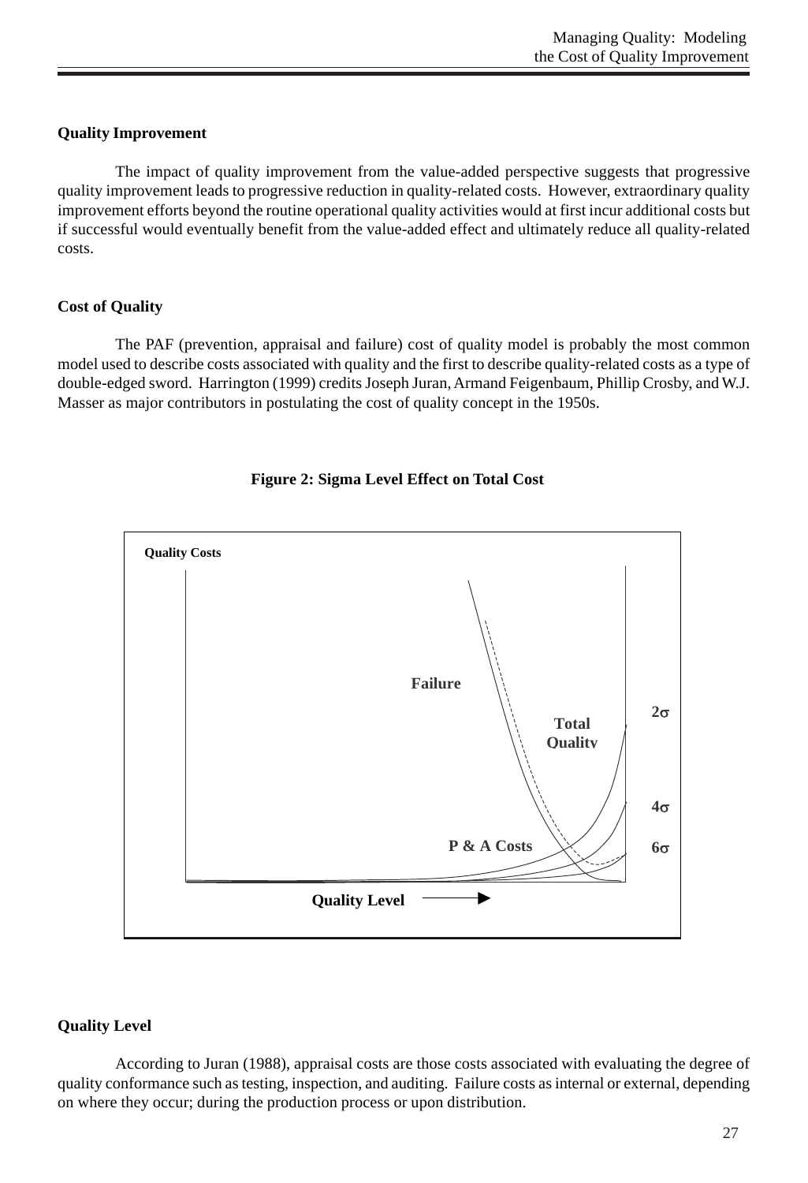### Quality Improvement

The impact of quality improvement from the value-added perspective suggests that progressive quality improvement leads to progressive reduction in quality-related costs. However, extraordinary quality improvement efforts beyond the routine operational quality activities would at first incur additional costs but if successful would eventually benefit from the value-added effect and ultimately reduce all quality-related costs.

### Cost of Quality

The PAF (prevention, appraisal and failure) cost of quality model is probably the most common model used to describe costs associated with quality and the first to describe quality-related costs as a type of double-edged sword. Harrington (1999) credits Joseph Juran, Armand Feigenbaum, Phillip Crosby, and W.J. Masser as major contributors in postulating the cost of quality concept in the 1950s.

**Figure 2: Sigma Level Effect on Total Cost**

Quality Costs

Failure

Total Quality

P & A Costs

$2\sigma$

$4\sigma$

$6\sigma$

Quality Level →

### Quality Level

According to Juran (1988), appraisal costs are those costs associated with evaluating the degree of quality conformance such as testing, inspection, and auditing. Failure costs as internal or external, depending on where they occur; during the production process or upon distribution.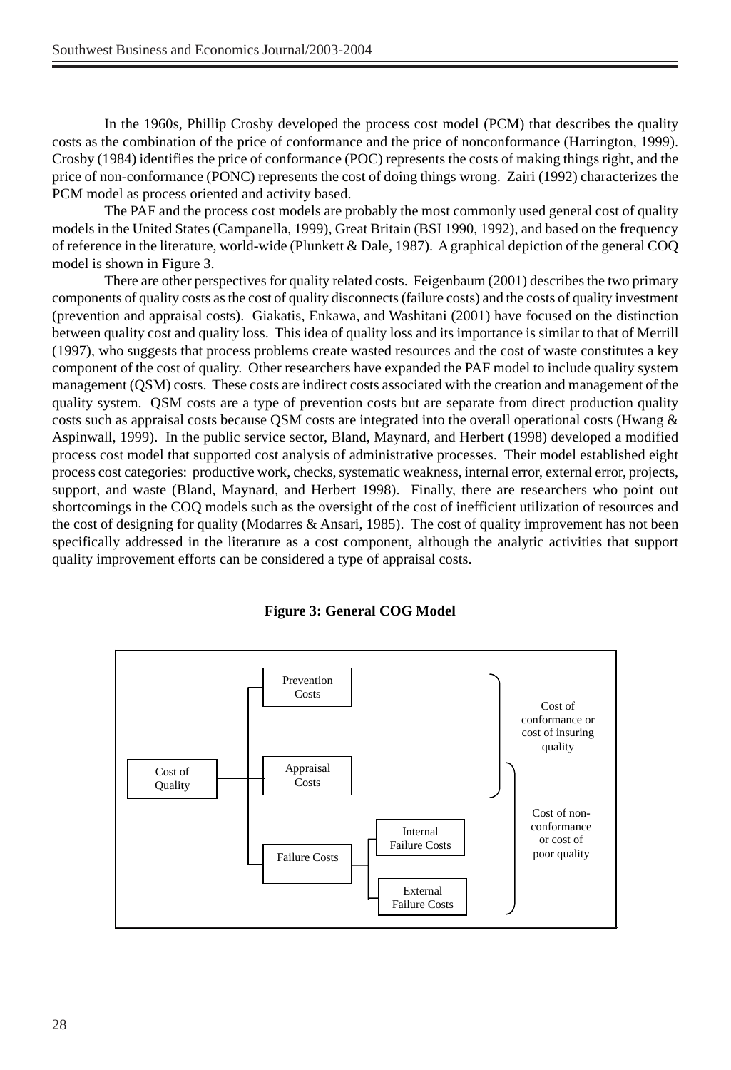In the 1960s, Phillip Crosby developed the process cost model (PCM) that describes the quality costs as the combination of the price of conformance and the price of nonconformance (Harrington, 1999). Crosby (1984) identifies the price of conformance (POC) represents the costs of making things right, and the price of non-conformance (PONC) represents the cost of doing things wrong. Zairi (1992) characterizes the PCM model as process oriented and activity based.

The PAF and the process cost models are probably the most commonly used general cost of quality models in the United States (Campanella, 1999), Great Britain (BSI 1990, 1992), and based on the frequency of reference in the literature, world-wide (Plunkett & Dale, 1987). A graphical depiction of the general COQ model is shown in Figure 3.

There are other perspectives for quality related costs. Feigenbaum (2001) describes the two primary components of quality costs as the cost of quality disconnects (failure costs) and the costs of quality investment (prevention and appraisal costs). Giakatis, Enkawa, and Washitani (2001) have focused on the distinction between quality cost and quality loss. This idea of quality loss and its importance is similar to that of Merrill (1997), who suggests that process problems create wasted resources and the cost of waste constitutes a key component of the cost of quality. Other researchers have expanded the PAF model to include quality system management (QSM) costs. These costs are indirect costs associated with the creation and management of the quality system. QSM costs are a type of prevention costs but are separate from direct production quality costs such as appraisal costs because QSM costs are integrated into the overall operational costs (Hwang & Aspinwall, 1999). In the public service sector, Bland, Maynard, and Herbert (1998) developed a modified process cost model that supported cost analysis of administrative processes. Their model established eight process cost categories: productive work, checks, systematic weakness, internal error, external error, projects, support, and waste (Bland, Maynard, and Herbert 1998). Finally, there are researchers who point out shortcomings in the COQ models such as the oversight of the cost of inefficient utilization of resources and the cost of designing for quality (Modarres & Ansari, 1985). The cost of quality improvement has not been specifically addressed in the literature as a cost component, although the analytic activities that support quality improvement efforts can be considered a type of appraisal costs.

**Figure 3: General COG Model**

Cost of Quality
- Prevention Costs
- Appraisal Costs
- Failure Costs
  - Internal Failure Costs
  - External Failure Costs

Prevention Costs and Appraisal Costs: Cost of conformance or cost of insuring quality

Failure Costs (Internal and External): Cost of non-conformance or cost of poor quality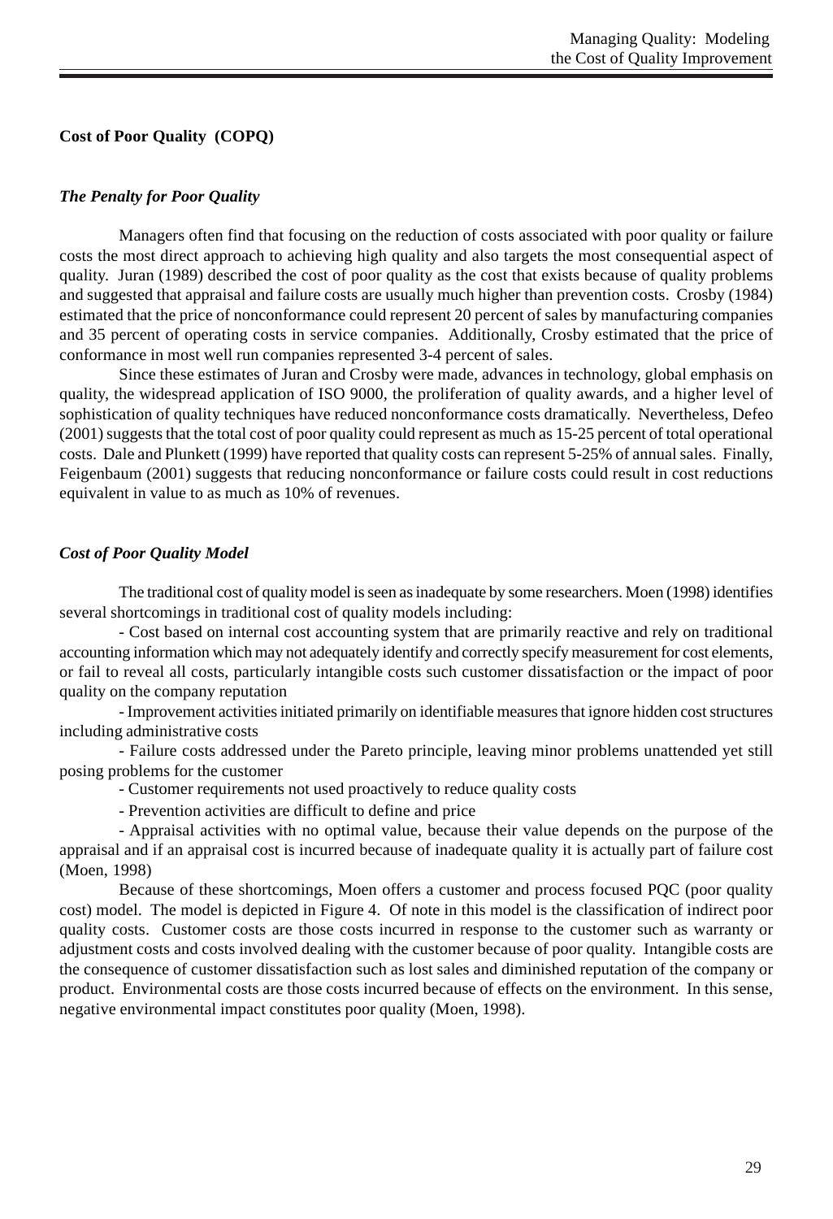## Cost of Poor Quality (COPQ)

### *The Penalty for Poor Quality*

Managers often find that focusing on the reduction of costs associated with poor quality or failure costs the most direct approach to achieving high quality and also targets the most consequential aspect of quality. Juran (1989) described the cost of poor quality as the cost that exists because of quality problems and suggested that appraisal and failure costs are usually much higher than prevention costs. Crosby (1984) estimated that the price of nonconformance could represent 20 percent of sales by manufacturing companies and 35 percent of operating costs in service companies. Additionally, Crosby estimated that the price of conformance in most well run companies represented 3-4 percent of sales.

Since these estimates of Juran and Crosby were made, advances in technology, global emphasis on quality, the widespread application of ISO 9000, the proliferation of quality awards, and a higher level of sophistication of quality techniques have reduced nonconformance costs dramatically. Nevertheless, Defeo (2001) suggests that the total cost of poor quality could represent as much as 15-25 percent of total operational costs. Dale and Plunkett (1999) have reported that quality costs can represent 5-25% of annual sales. Finally, Feigenbaum (2001) suggests that reducing nonconformance or failure costs could result in cost reductions equivalent in value to as much as 10% of revenues.

### *Cost of Poor Quality Model*

The traditional cost of quality model is seen as inadequate by some researchers. Moen (1998) identifies several shortcomings in traditional cost of quality models including:

- Cost based on internal cost accounting system that are primarily reactive and rely on traditional accounting information which may not adequately identify and correctly specify measurement for cost elements, or fail to reveal all costs, particularly intangible costs such customer dissatisfaction or the impact of poor quality on the company reputation
- Improvement activities initiated primarily on identifiable measures that ignore hidden cost structures including administrative costs
- Failure costs addressed under the Pareto principle, leaving minor problems unattended yet still posing problems for the customer
- Customer requirements not used proactively to reduce quality costs
- Prevention activities are difficult to define and price
- Appraisal activities with no optimal value, because their value depends on the purpose of the appraisal and if an appraisal cost is incurred because of inadequate quality it is actually part of failure cost (Moen, 1998)

Because of these shortcomings, Moen offers a customer and process focused PQC (poor quality cost) model. The model is depicted in Figure 4. Of note in this model is the classification of indirect poor quality costs. Customer costs are those costs incurred in response to the customer such as warranty or adjustment costs and costs involved dealing with the customer because of poor quality. Intangible costs are the consequence of customer dissatisfaction such as lost sales and diminished reputation of the company or product. Environmental costs are those costs incurred because of effects on the environment. In this sense, negative environmental impact constitutes poor quality (Moen, 1998).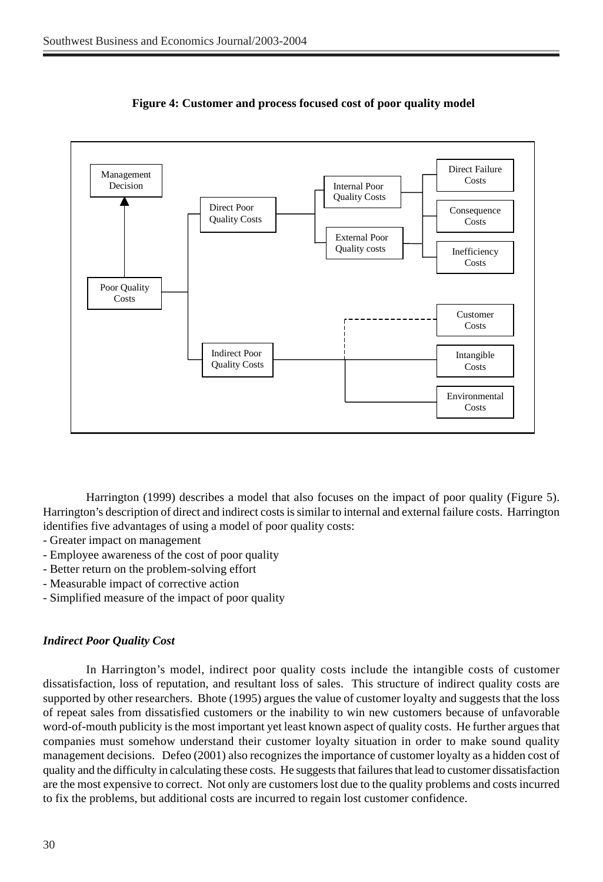**Figure 4: Customer and process focused cost of poor quality model**

Harrington (1999) describes a model that also focuses on the impact of poor quality (Figure 5). Harrington's description of direct and indirect costs is similar to internal and external failure costs. Harrington identifies five advantages of using a model of poor quality costs:

- Greater impact on management
- Employee awareness of the cost of poor quality
- Better return on the problem-solving effort
- Measurable impact of corrective action
- Simplified measure of the impact of poor quality

### *Indirect Poor Quality Cost*

In Harrington's model, indirect poor quality costs include the intangible costs of customer dissatisfaction, loss of reputation, and resultant loss of sales. This structure of indirect quality costs are supported by other researchers. Bhote (1995) argues the value of customer loyalty and suggests that the loss of repeat sales from dissatisfied customers or the inability to win new customers because of unfavorable word-of-mouth publicity is the most important yet least known aspect of quality costs. He further argues that companies must somehow understand their customer loyalty situation in order to make sound quality management decisions. Defeo (2001) also recognizes the importance of customer loyalty as a hidden cost of quality and the difficulty in calculating these costs. He suggests that failures that lead to customer dissatisfaction are the most expensive to correct. Not only are customers lost due to the quality problems and costs incurred to fix the problems, but additional costs are incurred to regain lost customer confidence.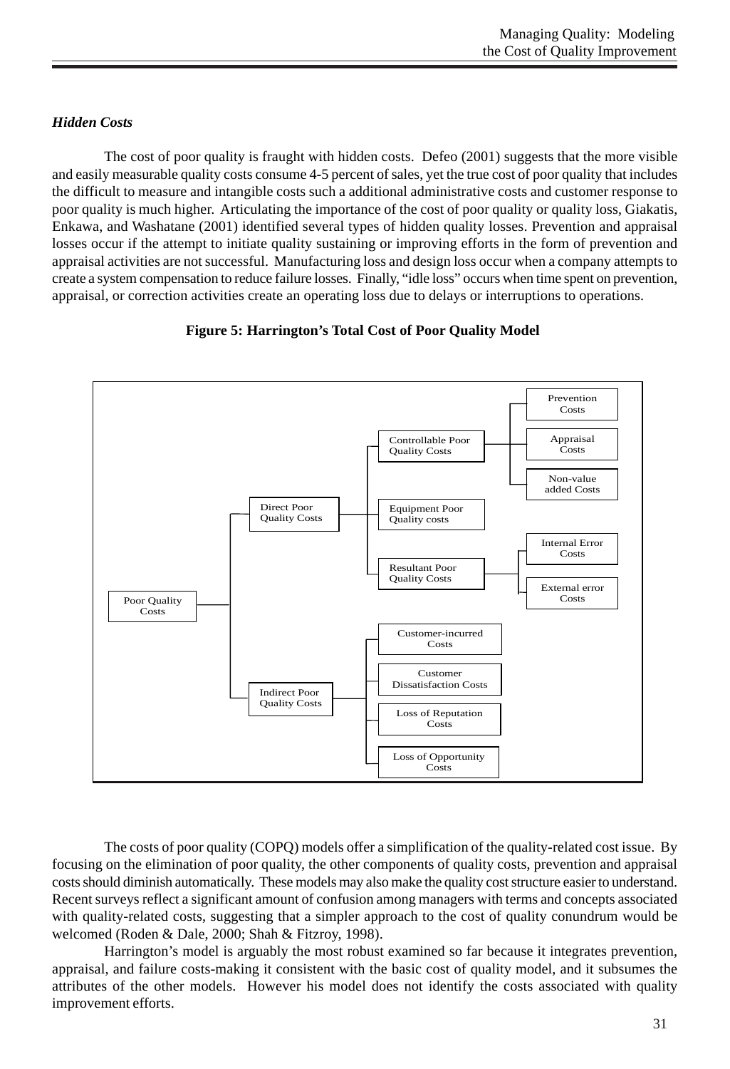### *Hidden Costs*

The cost of poor quality is fraught with hidden costs. Defeo (2001) suggests that the more visible and easily measurable quality costs consume 4-5 percent of sales, yet the true cost of poor quality that includes the difficult to measure and intangible costs such a additional administrative costs and customer response to poor quality is much higher. Articulating the importance of the cost of poor quality or quality loss, Giakatis, Enkawa, and Washatane (2001) identified several types of hidden quality losses. Prevention and appraisal losses occur if the attempt to initiate quality sustaining or improving efforts in the form of prevention and appraisal activities are not successful. Manufacturing loss and design loss occur when a company attempts to create a system compensation to reduce failure losses. Finally, "idle loss" occurs when time spent on prevention, appraisal, or correction activities create an operating loss due to delays or interruptions to operations.

**Figure 5: Harrington's Total Cost of Poor Quality Model**

- Poor Quality Costs
  - Direct Poor Quality Costs
    - Controllable Poor Quality Costs
      - Prevention Costs
      - Appraisal Costs
      - Non-value added Costs
    - Equipment Poor Quality costs
    - Resultant Poor Quality Costs
      - Internal Error Costs
      - External error Costs
  - Indirect Poor Quality Costs
    - Customer-incurred Costs
    - Customer Dissatisfaction Costs
    - Loss of Reputation Costs
    - Loss of Opportunity Costs

The costs of poor quality (COPQ) models offer a simplification of the quality-related cost issue. By focusing on the elimination of poor quality, the other components of quality costs, prevention and appraisal costs should diminish automatically. These models may also make the quality cost structure easier to understand. Recent surveys reflect a significant amount of confusion among managers with terms and concepts associated with quality-related costs, suggesting that a simpler approach to the cost of quality conundrum would be welcomed (Roden & Dale, 2000; Shah & Fitzroy, 1998).

Harrington's model is arguably the most robust examined so far because it integrates prevention, appraisal, and failure costs-making it consistent with the basic cost of quality model, and it subsumes the attributes of the other models. However his model does not identify the costs associated with quality improvement efforts.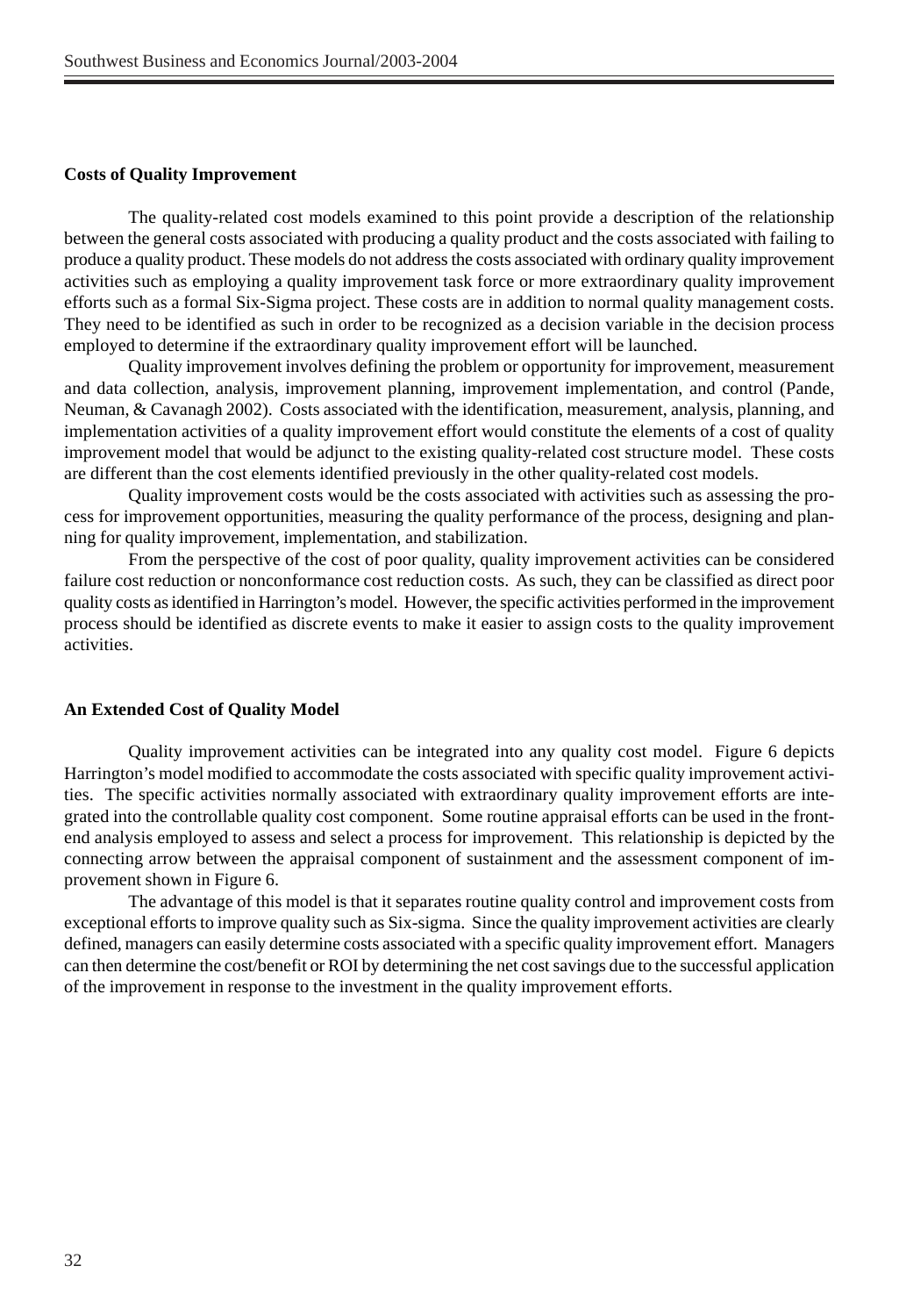**Costs of Quality Improvement**

The quality-related cost models examined to this point provide a description of the relationship between the general costs associated with producing a quality product and the costs associated with failing to produce a quality product. These models do not address the costs associated with ordinary quality improvement activities such as employing a quality improvement task force or more extraordinary quality improvement efforts such as a formal Six-Sigma project. These costs are in addition to normal quality management costs. They need to be identified as such in order to be recognized as a decision variable in the decision process employed to determine if the extraordinary quality improvement effort will be launched.

Quality improvement involves defining the problem or opportunity for improvement, measurement and data collection, analysis, improvement planning, improvement implementation, and control (Pande, Neuman, & Cavanagh 2002). Costs associated with the identification, measurement, analysis, planning, and implementation activities of a quality improvement effort would constitute the elements of a cost of quality improvement model that would be adjunct to the existing quality-related cost structure model. These costs are different than the cost elements identified previously in the other quality-related cost models.

Quality improvement costs would be the costs associated with activities such as assessing the process for improvement opportunities, measuring the quality performance of the process, designing and planning for quality improvement, implementation, and stabilization.

From the perspective of the cost of poor quality, quality improvement activities can be considered failure cost reduction or nonconformance cost reduction costs. As such, they can be classified as direct poor quality costs as identified in Harrington's model. However, the specific activities performed in the improvement process should be identified as discrete events to make it easier to assign costs to the quality improvement activities.

**An Extended Cost of Quality Model**

Quality improvement activities can be integrated into any quality cost model. Figure 6 depicts Harrington's model modified to accommodate the costs associated with specific quality improvement activities. The specific activities normally associated with extraordinary quality improvement efforts are integrated into the controllable quality cost component. Some routine appraisal efforts can be used in the front-end analysis employed to assess and select a process for improvement. This relationship is depicted by the connecting arrow between the appraisal component of sustainment and the assessment component of improvement shown in Figure 6.

The advantage of this model is that it separates routine quality control and improvement costs from exceptional efforts to improve quality such as Six-sigma. Since the quality improvement activities are clearly defined, managers can easily determine costs associated with a specific quality improvement effort. Managers can then determine the cost/benefit or ROI by determining the net cost savings due to the successful application of the improvement in response to the investment in the quality improvement efforts.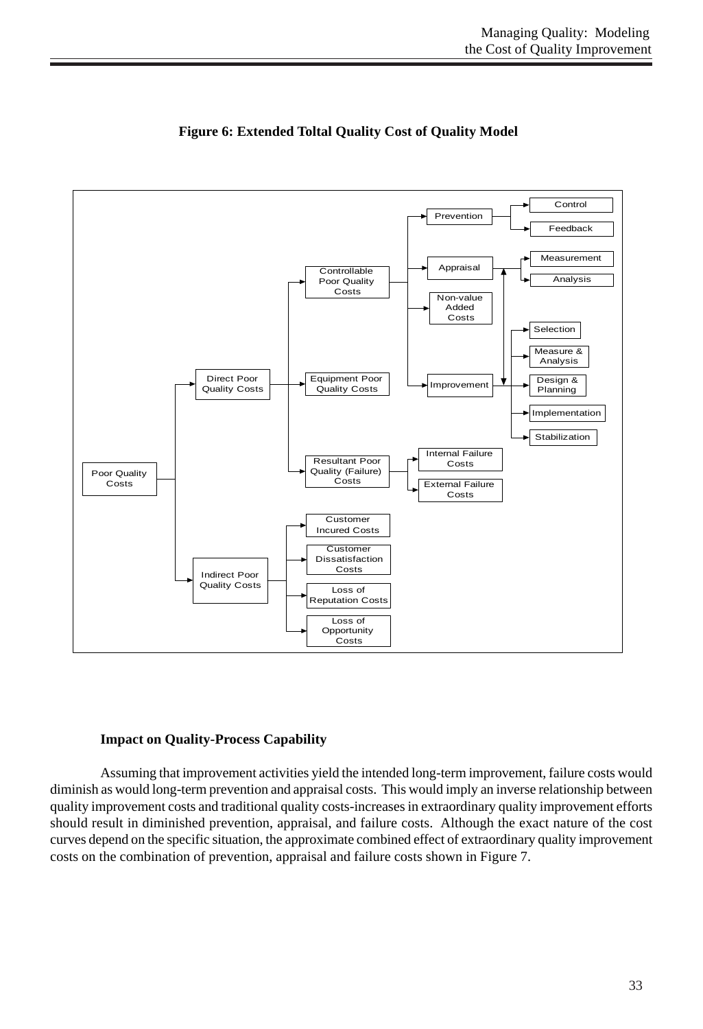**Figure 6: Extended Toltal Quality Cost of Quality Model**

- Poor Quality Costs
  - Direct Poor Quality Costs
    - Controllable Poor Quality Costs
      - Prevention
        - Control
        - Feedback
      - Appraisal
        - Measurement
        - Analysis
      - Non-value Added Costs
      - Improvement
        - Selection
        - Measure & Analysis
        - Design & Planning
        - Implementation
        - Stabilization
    - Equipment Poor Quality Costs
    - Resultant Poor Quality (Failure) Costs
      - Internal Failure Costs
      - External Failure Costs
  - Indirect Poor Quality Costs
    - Customer Incured Costs
    - Customer Dissatisfaction Costs
    - Loss of Reputation Costs
    - Loss of Opportunity Costs

### Impact on Quality-Process Capability

Assuming that improvement activities yield the intended long-term improvement, failure costs would diminish as would long-term prevention and appraisal costs. This would imply an inverse relationship between quality improvement costs and traditional quality costs-increases in extraordinary quality improvement efforts should result in diminished prevention, appraisal, and failure costs. Although the exact nature of the cost curves depend on the specific situation, the approximate combined effect of extraordinary quality improvement costs on the combination of prevention, appraisal and failure costs shown in Figure 7.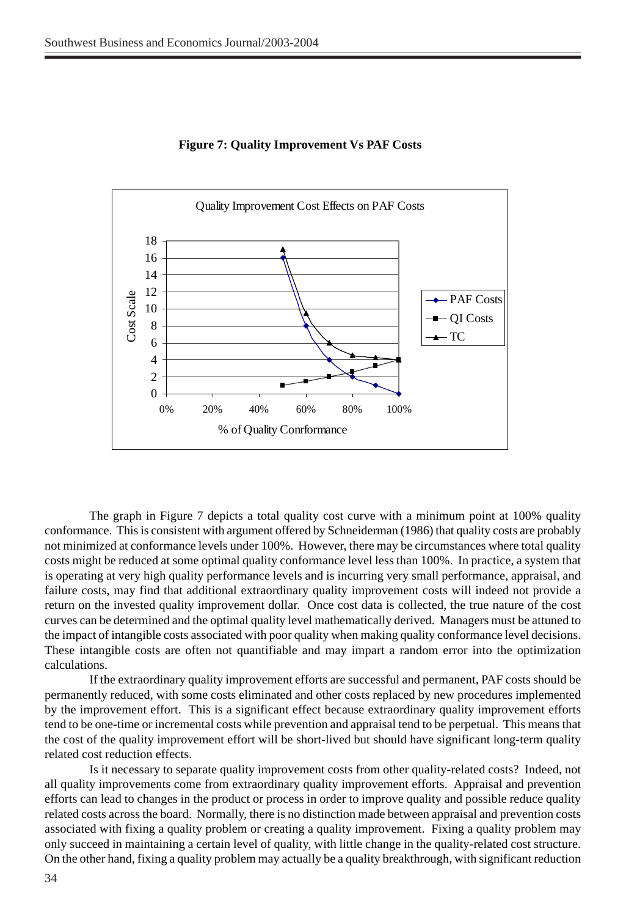**Figure 7: Quality Improvement Vs PAF Costs**

The graph in Figure 7 depicts a total quality cost curve with a minimum point at 100% quality conformance. This is consistent with argument offered by Schneiderman (1986) that quality costs are probably not minimized at conformance levels under 100%. However, there may be circumstances where total quality costs might be reduced at some optimal quality conformance level less than 100%. In practice, a system that is operating at very high quality performance levels and is incurring very small performance, appraisal, and failure costs, may find that additional extraordinary quality improvement costs will indeed not provide a return on the invested quality improvement dollar. Once cost data is collected, the true nature of the cost curves can be determined and the optimal quality level mathematically derived. Managers must be attuned to the impact of intangible costs associated with poor quality when making quality conformance level decisions. These intangible costs are often not quantifiable and may impart a random error into the optimization calculations.

If the extraordinary quality improvement efforts are successful and permanent, PAF costs should be permanently reduced, with some costs eliminated and other costs replaced by new procedures implemented by the improvement effort. This is a significant effect because extraordinary quality improvement efforts tend to be one-time or incremental costs while prevention and appraisal tend to be perpetual. This means that the cost of the quality improvement effort will be short-lived but should have significant long-term quality related cost reduction effects.

Is it necessary to separate quality improvement costs from other quality-related costs? Indeed, not all quality improvements come from extraordinary quality improvement efforts. Appraisal and prevention efforts can lead to changes in the product or process in order to improve quality and possible reduce quality related costs across the board. Normally, there is no distinction made between appraisal and prevention costs associated with fixing a quality problem or creating a quality improvement. Fixing a quality problem may only succeed in maintaining a certain level of quality, with little change in the quality-related cost structure. On the other hand, fixing a quality problem may actually be a quality breakthrough, with significant reduction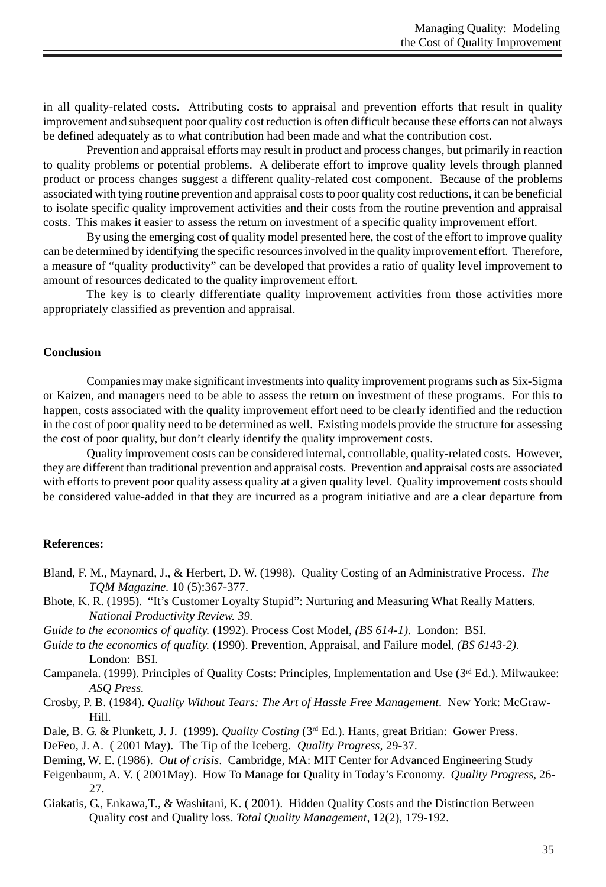in all quality-related costs. Attributing costs to appraisal and prevention efforts that result in quality improvement and subsequent poor quality cost reduction is often difficult because these efforts can not always be defined adequately as to what contribution had been made and what the contribution cost.

Prevention and appraisal efforts may result in product and process changes, but primarily in reaction to quality problems or potential problems. A deliberate effort to improve quality levels through planned product or process changes suggest a different quality-related cost component. Because of the problems associated with tying routine prevention and appraisal costs to poor quality cost reductions, it can be beneficial to isolate specific quality improvement activities and their costs from the routine prevention and appraisal costs. This makes it easier to assess the return on investment of a specific quality improvement effort.

By using the emerging cost of quality model presented here, the cost of the effort to improve quality can be determined by identifying the specific resources involved in the quality improvement effort. Therefore, a measure of "quality productivity" can be developed that provides a ratio of quality level improvement to amount of resources dedicated to the quality improvement effort.

The key is to clearly differentiate quality improvement activities from those activities more appropriately classified as prevention and appraisal.

**Conclusion**

Companies may make significant investments into quality improvement programs such as Six-Sigma or Kaizen, and managers need to be able to assess the return on investment of these programs. For this to happen, costs associated with the quality improvement effort need to be clearly identified and the reduction in the cost of poor quality need to be determined as well. Existing models provide the structure for assessing the cost of poor quality, but don't clearly identify the quality improvement costs.

Quality improvement costs can be considered internal, controllable, quality-related costs. However, they are different than traditional prevention and appraisal costs. Prevention and appraisal costs are associated with efforts to prevent poor quality assess quality at a given quality level. Quality improvement costs should be considered value-added in that they are incurred as a program initiative and are a clear departure from

**References:**

Bland, F. M., Maynard, J., & Herbert, D. W. (1998). Quality Costing of an Administrative Process. *The TQM Magazine*. 10 (5):367-377.

Bhote, K. R. (1995). "It's Customer Loyalty Stupid": Nurturing and Measuring What Really Matters. *National Productivity Review. 39.*

*Guide to the economics of quality.* (1992). Process Cost Model, *(BS 614-1).* London: BSI.

*Guide to the economics of quality.* (1990). Prevention, Appraisal, and Failure model, *(BS 6143-2)*. London: BSI.

Campanela. (1999). Principles of Quality Costs: Principles, Implementation and Use (3rd Ed.). Milwaukee: *ASQ Press.*

Crosby, P. B. (1984). *Quality Without Tears: The Art of Hassle Free Management*. New York: McGraw-Hill.

Dale, B. G. & Plunkett, J. J. (1999). *Quality Costing* (3rd Ed.). Hants, great Britian: Gower Press.

DeFeo, J. A. ( 2001 May). The Tip of the Iceberg. *Quality Progress,* 29-37.

Deming, W. E. (1986). *Out of crisis*. Cambridge, MA: MIT Center for Advanced Engineering Study

Feigenbaum, A. V. ( 2001May). How To Manage for Quality in Today's Economy. *Quality Progress*, 26-27.

Giakatis, G., Enkawa,T., & Washitani, K. ( 2001). Hidden Quality Costs and the Distinction Between Quality cost and Quality loss. *Total Quality Management*, 12(2), 179-192.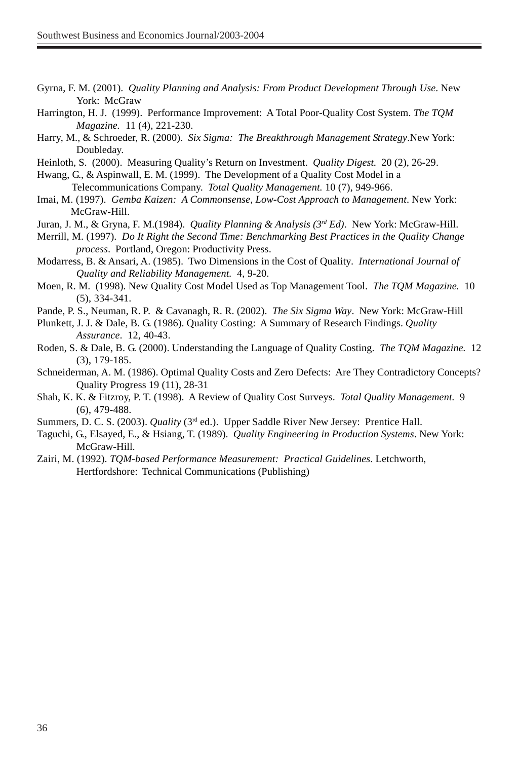Gyrna, F. M. (2001). *Quality Planning and Analysis: From Product Development Through Use*. New York: McGraw

Harrington, H. J. (1999). Performance Improvement: A Total Poor-Quality Cost System. *The TQM Magazine.* 11 (4), 221-230.

Harry, M., & Schroeder, R. (2000). *Six Sigma: The Breakthrough Management Strategy*.New York: Doubleday.

Heinloth, S. (2000). Measuring Quality's Return on Investment. *Quality Digest.* 20 (2), 26-29.

Hwang, G., & Aspinwall, E. M. (1999). The Development of a Quality Cost Model in a Telecommunications Company. *Total Quality Management.* 10 (7), 949-966.

Imai, M. (1997). *Gemba Kaizen: A Commonsense, Low-Cost Approach to Management*. New York: McGraw-Hill.

Juran, J. M., & Gryna, F. M.(1984). *Quality Planning & Analysis (3rd Ed)*. New York: McGraw-Hill.

Merrill, M. (1997). *Do It Right the Second Time: Benchmarking Best Practices in the Quality Change process*. Portland, Oregon: Productivity Press.

Modarress, B. & Ansari, A. (1985). Two Dimensions in the Cost of Quality. *International Journal of Quality and Reliability Management.* 4, 9-20.

Moen, R. M. (1998). New Quality Cost Model Used as Top Management Tool. *The TQM Magazine.* 10 (5), 334-341.

Pande, P. S., Neuman, R. P. & Cavanagh, R. R. (2002). *The Six Sigma Way*. New York: McGraw-Hill

Plunkett, J. J. & Dale, B. G. (1986). Quality Costing: A Summary of Research Findings. *Quality Assurance*. 12, 40-43.

Roden, S. & Dale, B. G. (2000). Understanding the Language of Quality Costing. *The TQM Magazine.* 12 (3), 179-185.

Schneiderman, A. M. (1986). Optimal Quality Costs and Zero Defects: Are They Contradictory Concepts? Quality Progress 19 (11), 28-31

Shah, K. K. & Fitzroy, P. T. (1998). A Review of Quality Cost Surveys. *Total Quality Management.* 9 (6), 479-488.

Summers, D. C. S. (2003). *Quality* (3rd ed.). Upper Saddle River New Jersey: Prentice Hall.

Taguchi, G., Elsayed, E., & Hsiang, T. (1989). *Quality Engineering in Production Systems*. New York: McGraw-Hill.

Zairi, M. (1992). *TQM-based Performance Measurement: Practical Guidelines*. Letchworth, Hertfordshore: Technical Communications (Publishing)